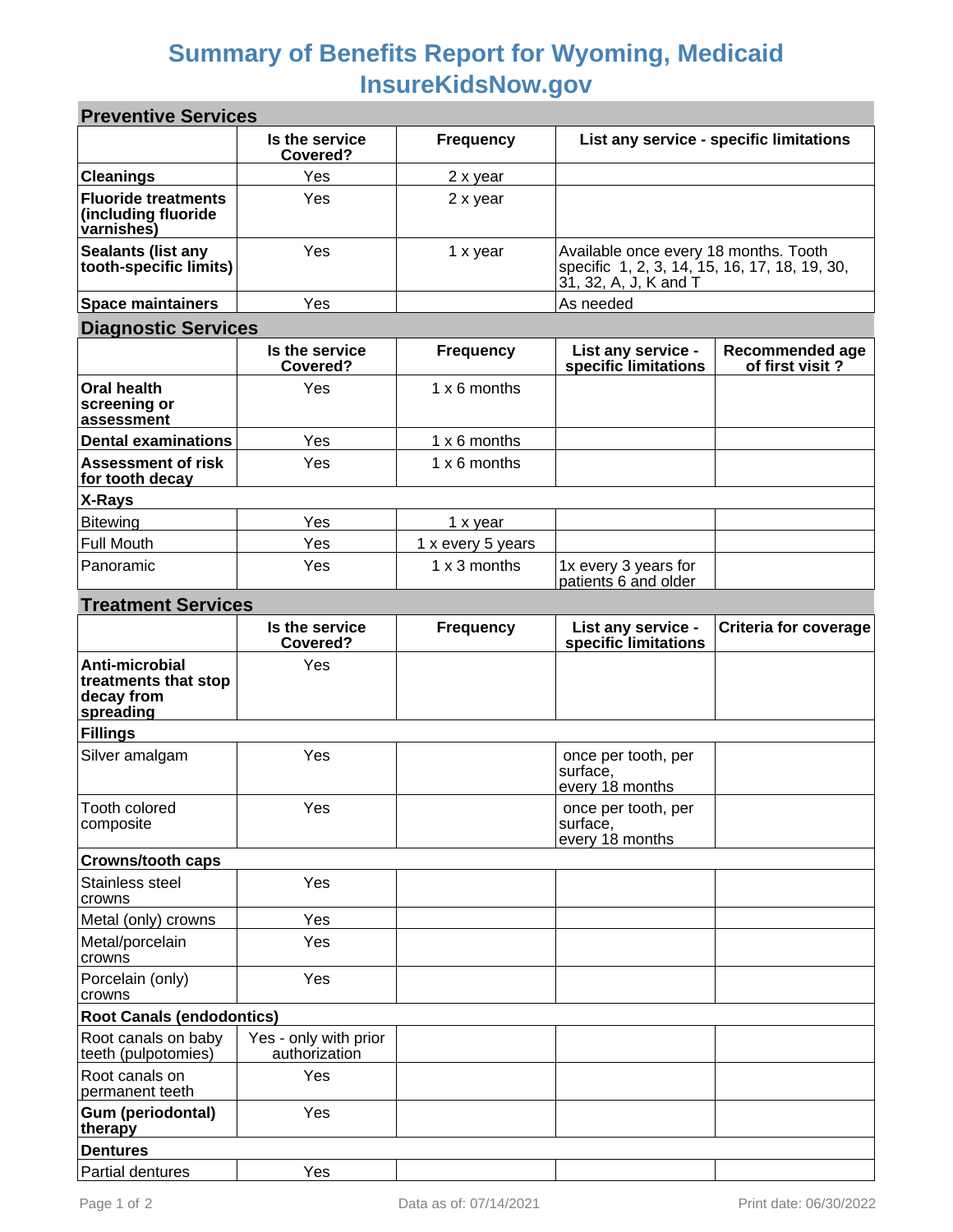# Summary of Benefits Report for Wyoming, Medicaid InsureKidsNow.gov

## Preventive Services

| | Is the service Covered? | Frequency | List any service - specific limitations |
|---|---|---|---|
| **Cleanings** | Yes | 2 x year | |
| **Fluoride treatments (including fluoride varnishes)** | Yes | 2 x year | |
| **Sealants (list any tooth-specific limits)** | Yes | 1 x year | Available once every 18 months. Tooth specific 1, 2, 3, 14, 15, 16, 17, 18, 19, 30, 31, 32, A, J, K and T |
| **Space maintainers** | Yes | | As needed |

## Diagnostic Services

| | Is the service Covered? | Frequency | List any service - specific limitations | Recommended age of first visit ? |
|---|---|---|---|---|
| **Oral health screening or assessment** | Yes | 1 x 6 months | | |
| **Dental examinations** | Yes | 1 x 6 months | | |
| **Assessment of risk for tooth decay** | Yes | 1 x 6 months | | |
| **X-Rays** | | | | |
| Bitewing | Yes | 1 x year | | |
| Full Mouth | Yes | 1 x every 5 years | | |
| Panoramic | Yes | 1 x 3 months | 1x every 3 years for patients 6 and older | |

## Treatment Services

| | Is the service Covered? | Frequency | List any service - specific limitations | Criteria for coverage |
|---|---|---|---|---|
| **Anti-microbial treatments that stop decay from spreading** | Yes | | | |
| **Fillings** | | | | |
| Silver amalgam | Yes | | once per tooth, per surface, every 18 months | |
| Tooth colored composite | Yes | | once per tooth, per surface, every 18 months | |
| **Crowns/tooth caps** | | | | |
| Stainless steel crowns | Yes | | | |
| Metal (only) crowns | Yes | | | |
| Metal/porcelain crowns | Yes | | | |
| Porcelain (only) crowns | Yes | | | |
| **Root Canals (endodontics)** | | | | |
| Root canals on baby teeth (pulpotomies) | Yes - only with prior authorization | | | |
| Root canals on permanent teeth | Yes | | | |
| **Gum (periodontal) therapy** | Yes | | | |
| **Dentures** | | | | |
| Partial dentures | Yes | | | |

Data as of: 07/14/2021 Print date: 06/30/2022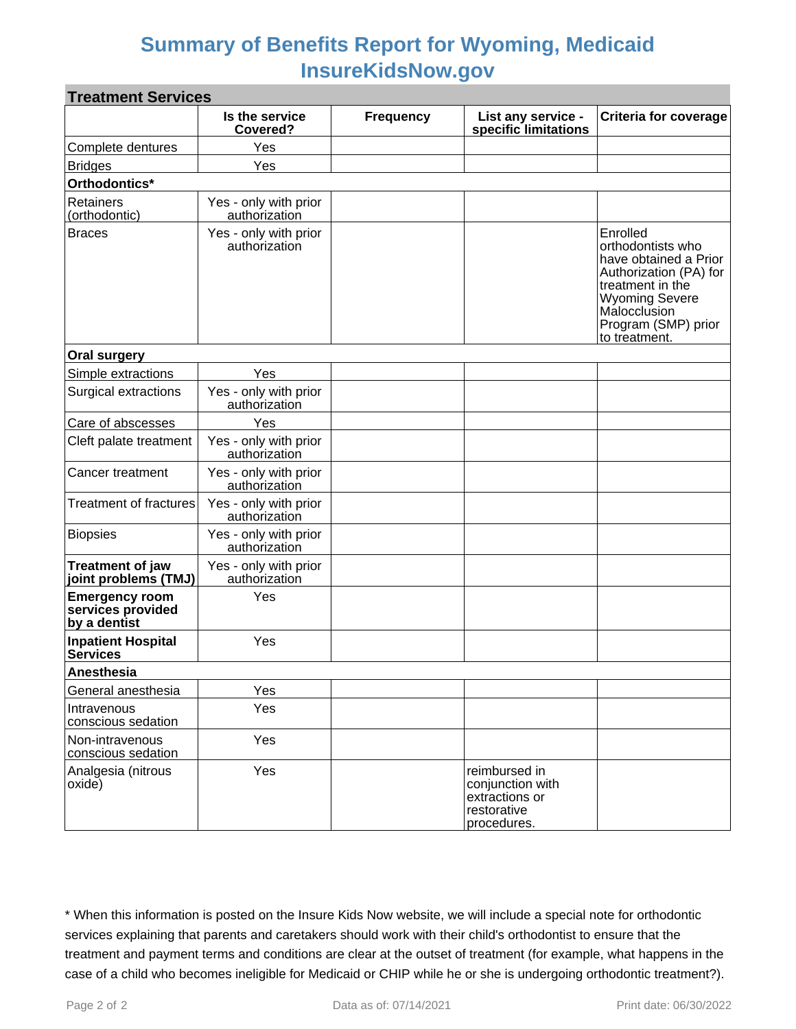# Summary of Benefits Report for Wyoming, Medicaid InsureKidsNow.gov

## Treatment Services

| | Is the service Covered? | Frequency | List any service - specific limitations | Criteria for coverage |
|---|---|---|---|---|
| Complete dentures | Yes | | | |
| Bridges | Yes | | | |
| **Orthodontics*** | | | | |
| Retainers (orthodontic) | Yes - only with prior authorization | | | |
| Braces | Yes - only with prior authorization | | | Enrolled orthodontists who have obtained a Prior Authorization (PA) for treatment in the Wyoming Severe Malocclusion Program (SMP) prior to treatment. |
| **Oral surgery** | | | | |
| Simple extractions | Yes | | | |
| Surgical extractions | Yes - only with prior authorization | | | |
| Care of abscesses | Yes | | | |
| Cleft palate treatment | Yes - only with prior authorization | | | |
| Cancer treatment | Yes - only with prior authorization | | | |
| Treatment of fractures | Yes - only with prior authorization | | | |
| Biopsies | Yes - only with prior authorization | | | |
| **Treatment of jaw joint problems (TMJ)** | Yes - only with prior authorization | | | |
| **Emergency room services provided by a dentist** | Yes | | | |
| **Inpatient Hospital Services** | Yes | | | |
| **Anesthesia** | | | | |
| General anesthesia | Yes | | | |
| Intravenous conscious sedation | Yes | | | |
| Non-intravenous conscious sedation | Yes | | | |
| Analgesia (nitrous oxide) | Yes | | reimbursed in conjunction with extractions or restorative procedures. | |

* When this information is posted on the Insure Kids Now website, we will include a special note for orthodontic services explaining that parents and caretakers should work with their child's orthodontist to ensure that the treatment and payment terms and conditions are clear at the outset of treatment (for example, what happens in the case of a child who becomes ineligible for Medicaid or CHIP while he or she is undergoing orthodontic treatment?).

Data as of: 07/14/2021

Print date: 06/30/2022